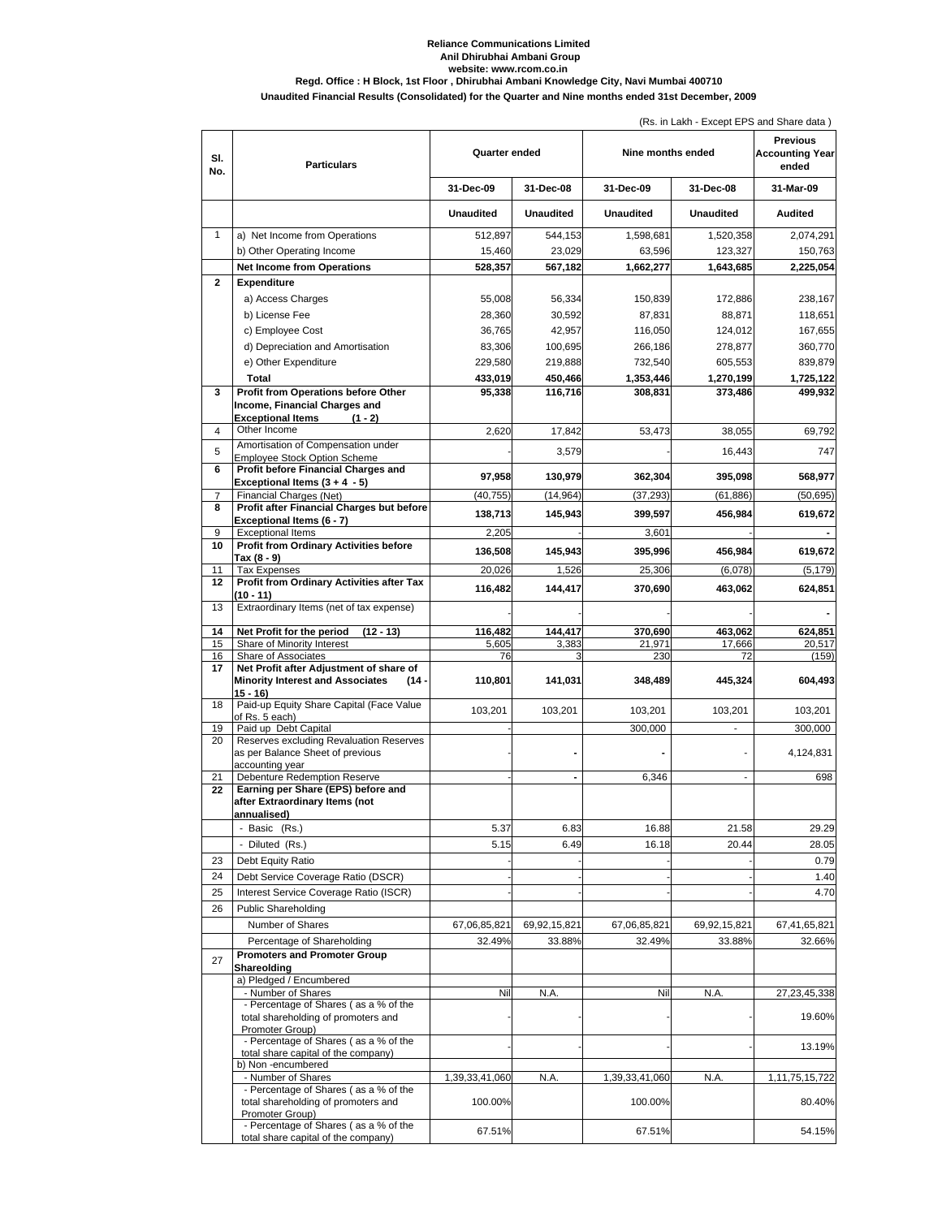**Reliance Communications Limited**
**Anil Dhirubhai Ambani Group**
**website: www.rcom.co.in**
**Regd. Office : H Block, 1st Floor , Dhirubhai Ambani Knowledge City, Navi Mumbai 400710**
**Unaudited Financial Results (Consolidated) for the Quarter and Nine months ended 31st December, 2009**

(Rs. in Lakh - Except EPS and Share data )

| Sl. No. | Particulars | Quarter ended | | Nine months ended | | Previous Accounting Year ended |
|---|---|---|---|---|---|---|
| | | 31-Dec-09 | 31-Dec-08 | 31-Dec-09 | 31-Dec-08 | 31-Mar-09 |
| | | Unaudited | Unaudited | Unaudited | Unaudited | Audited |
| 1 | a) Net Income from Operations | 512,897 | 544,153 | 1,598,681 | 1,520,358 | 2,074,291 |
| | b) Other Operating Income | 15,460 | 23,029 | 63,596 | 123,327 | 150,763 |
| | **Net Income from Operations** | **528,357** | **567,182** | **1,662,277** | **1,643,685** | **2,225,054** |
| 2 | **Expenditure** | | | | | |
| | a) Access Charges | 55,008 | 56,334 | 150,839 | 172,886 | 238,167 |
| | b) License Fee | 28,360 | 30,592 | 87,831 | 88,871 | 118,651 |
| | c) Employee Cost | 36,765 | 42,957 | 116,050 | 124,012 | 167,655 |
| | d) Depreciation and Amortisation | 83,306 | 100,695 | 266,186 | 278,877 | 360,770 |
| | e) Other Expenditure | 229,580 | 219,888 | 732,540 | 605,553 | 839,879 |
| | **Total** | **433,019** | **450,466** | **1,353,446** | **1,270,199** | **1,725,122** |
| 3 | **Profit from Operations before Other Income, Financial Charges and Exceptional Items (1 - 2)** | **95,338** | **116,716** | **308,831** | **373,486** | **499,932** |
| 4 | Other Income | 2,620 | 17,842 | 53,473 | 38,055 | 69,792 |
| 5 | Amortisation of Compensation under Employee Stock Option Scheme | - | 3,579 | - | 16,443 | 747 |
| 6 | **Profit before Financial Charges and Exceptional Items (3 + 4 - 5)** | **97,958** | **130,979** | **362,304** | **395,098** | **568,977** |
| 7 | Financial Charges (Net) | (40,755) | (14,964) | (37,293) | (61,886) | (50,695) |
| 8 | **Profit after Financial Charges but before Exceptional Items (6 - 7)** | **138,713** | **145,943** | **399,597** | **456,984** | **619,672** |
| 9 | Exceptional Items | 2,205 | - | 3,601 | - | - |
| 10 | **Profit from Ordinary Activities before Tax (8 - 9)** | **136,508** | **145,943** | **395,996** | **456,984** | **619,672** |
| 11 | Tax Expenses | 20,026 | 1,526 | 25,306 | (6,078) | (5,179) |
| 12 | **Profit from Ordinary Activities after Tax (10 - 11)** | **116,482** | **144,417** | **370,690** | **463,062** | **624,851** |
| 13 | Extraordinary Items (net of tax expense) | - | - | - | - | - |
| 14 | **Net Profit for the period (12 - 13)** | **116,482** | **144,417** | **370,690** | **463,062** | **624,851** |
| 15 | Share of Minority Interest | 5,605 | 3,383 | 21,971 | 17,666 | 20,517 |
| 16 | Share of Associates | 76 | 3 | 230 | 72 | (159) |
| 17 | **Net Profit after Adjustment of share of Minority Interest and Associates (14 - 15 - 16)** | **110,801** | **141,031** | **348,489** | **445,324** | **604,493** |
| 18 | Paid-up Equity Share Capital (Face Value of Rs. 5 each) | 103,201 | 103,201 | 103,201 | 103,201 | 103,201 |
| 19 | Paid up Debt Capital | - | | 300,000 | - | 300,000 |
| 20 | Reserves excluding Revaluation Reserves as per Balance Sheet of previous accounting year | - | - | - | - | 4,124,831 |
| 21 | Debenture Redemption Reserve | - | - | 6,346 | - | 698 |
| 22 | **Earning per Share (EPS) before and after Extraordinary Items (not annualised)** | | | | | |
| | - Basic (Rs.) | 5.37 | 6.83 | 16.88 | 21.58 | 29.29 |
| | - Diluted (Rs.) | 5.15 | 6.49 | 16.18 | 20.44 | 28.05 |
| 23 | Debt Equity Ratio | - | - | - | - | 0.79 |
| 24 | Debt Service Coverage Ratio (DSCR) | - | - | - | - | 1.40 |
| 25 | Interest Service Coverage Ratio (ISCR) | - | - | - | - | 4.70 |
| 26 | Public Shareholding | | | | | |
| | Number of Shares | 67,06,85,821 | 69,92,15,821 | 67,06,85,821 | 69,92,15,821 | 67,41,65,821 |
| | Percentage of Shareholding | 32.49% | 33.88% | 32.49% | 33.88% | 32.66% |
| 27 | **Promoters and Promoter Group Shareolding** | | | | | |
| | a) Pledged / Encumbered | | | | | |
| | - Number of Shares | Nil | N.A. | Nil | N.A. | 27,23,45,338 |
| | - Percentage of Shares ( as a % of the total shareholding of promoters and Promoter Group) | - | - | - | - | 19.60% |
| | - Percentage of Shares ( as a % of the total share capital of the company) | - | - | - | - | 13.19% |
| | b) Non -encumbered | | | | | |
| | - Number of Shares | 1,39,33,41,060 | N.A. | 1,39,33,41,060 | N.A. | 1,11,75,15,722 |
| | - Percentage of Shares ( as a % of the total shareholding of promoters and Promoter Group) | 100.00% | | 100.00% | | 80.40% |
| | - Percentage of Shares ( as a % of the total share capital of the company) | 67.51% | | 67.51% | | 54.15% |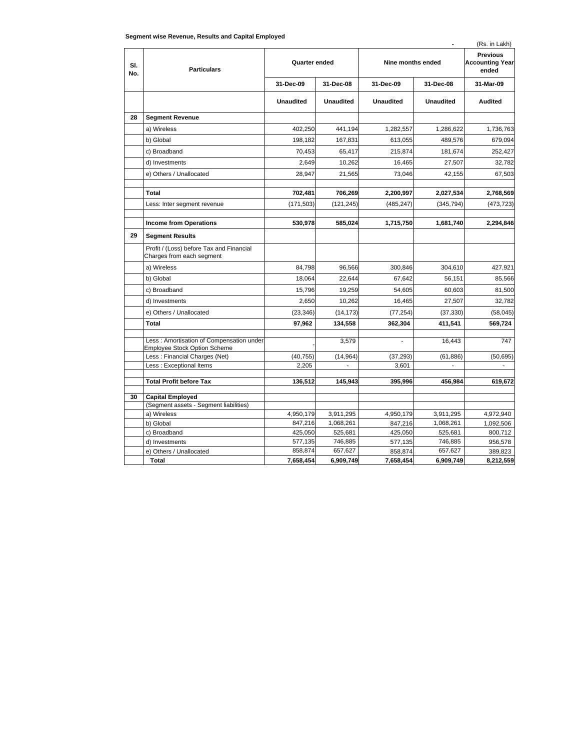**Segment wise Revenue, Results and Capital Employed**

(Rs. in Lakh)

| Sl. No. | Particulars | Quarter ended | | Nine months ended | | Previous Accounting Year ended |
|---|---|---|---|---|---|---|
| | | 31-Dec-09 | 31-Dec-08 | 31-Dec-09 | 31-Dec-08 | 31-Mar-09 |
| | | Unaudited | Unaudited | Unaudited | Unaudited | Audited |
| 28 | **Segment Revenue** | | | | | |
| | a) Wireless | 402,250 | 441,194 | 1,282,557 | 1,286,622 | 1,736,763 |
| | b) Global | 198,182 | 167,831 | 613,055 | 489,576 | 679,094 |
| | c) Broadband | 70,453 | 65,417 | 215,874 | 181,674 | 252,427 |
| | d) Investments | 2,649 | 10,262 | 16,465 | 27,507 | 32,782 |
| | e) Others / Unallocated | 28,947 | 21,565 | 73,046 | 42,155 | 67,503 |
| | **Total** | **702,481** | **706,269** | **2,200,997** | **2,027,534** | **2,768,569** |
| | Less: Inter segment revenue | (171,503) | (121,245) | (485,247) | (345,794) | (473,723) |
| | **Income from Operations** | **530,978** | **585,024** | **1,715,750** | **1,681,740** | **2,294,846** |
| 29 | **Segment Results** | | | | | |
| | Profit / (Loss) before Tax and Financial Charges from each segment | | | | | |
| | a) Wireless | 84,798 | 96,566 | 300,846 | 304,610 | 427,921 |
| | b) Global | 18,064 | 22,644 | 67,642 | 56,151 | 85,566 |
| | c) Broadband | 15,796 | 19,259 | 54,605 | 60,603 | 81,500 |
| | d) Investments | 2,650 | 10,262 | 16,465 | 27,507 | 32,782 |
| | e) Others / Unallocated | (23,346) | (14,173) | (77,254) | (37,330) | (58,045) |
| | **Total** | **97,962** | **134,558** | **362,304** | **411,541** | **569,724** |
| | Less : Amortisation of Compensation under Employee Stock Option Scheme | - | 3,579 | - | 16,443 | 747 |
| | Less : Financial Charges (Net) | (40,755) | (14,964) | (37,293) | (61,886) | (50,695) |
| | Less : Exceptional Items | 2,205 | - | 3,601 | - | - |
| | **Total Profit before Tax** | **136,512** | **145,943** | **395,996** | **456,984** | **619,672** |
| 30 | **Capital Employed** | | | | | |
| | (Segment assets - Segment liabilities) | | | | | |
| | a) Wireless | 4,950,179 | 3,911,295 | 4,950,179 | 3,911,295 | 4,972,940 |
| | b) Global | 847,216 | 1,068,261 | 847,216 | 1,068,261 | 1,092,506 |
| | c) Broadband | 425,050 | 525,681 | 425,050 | 525,681 | 800,712 |
| | d) Investments | 577,135 | 746,885 | 577,135 | 746,885 | 956,578 |
| | e) Others / Unallocated | 858,874 | 657,627 | 858,874 | 657,627 | 389,823 |
| | **Total** | **7,658,454** | **6,909,749** | **7,658,454** | **6,909,749** | **8,212,559** |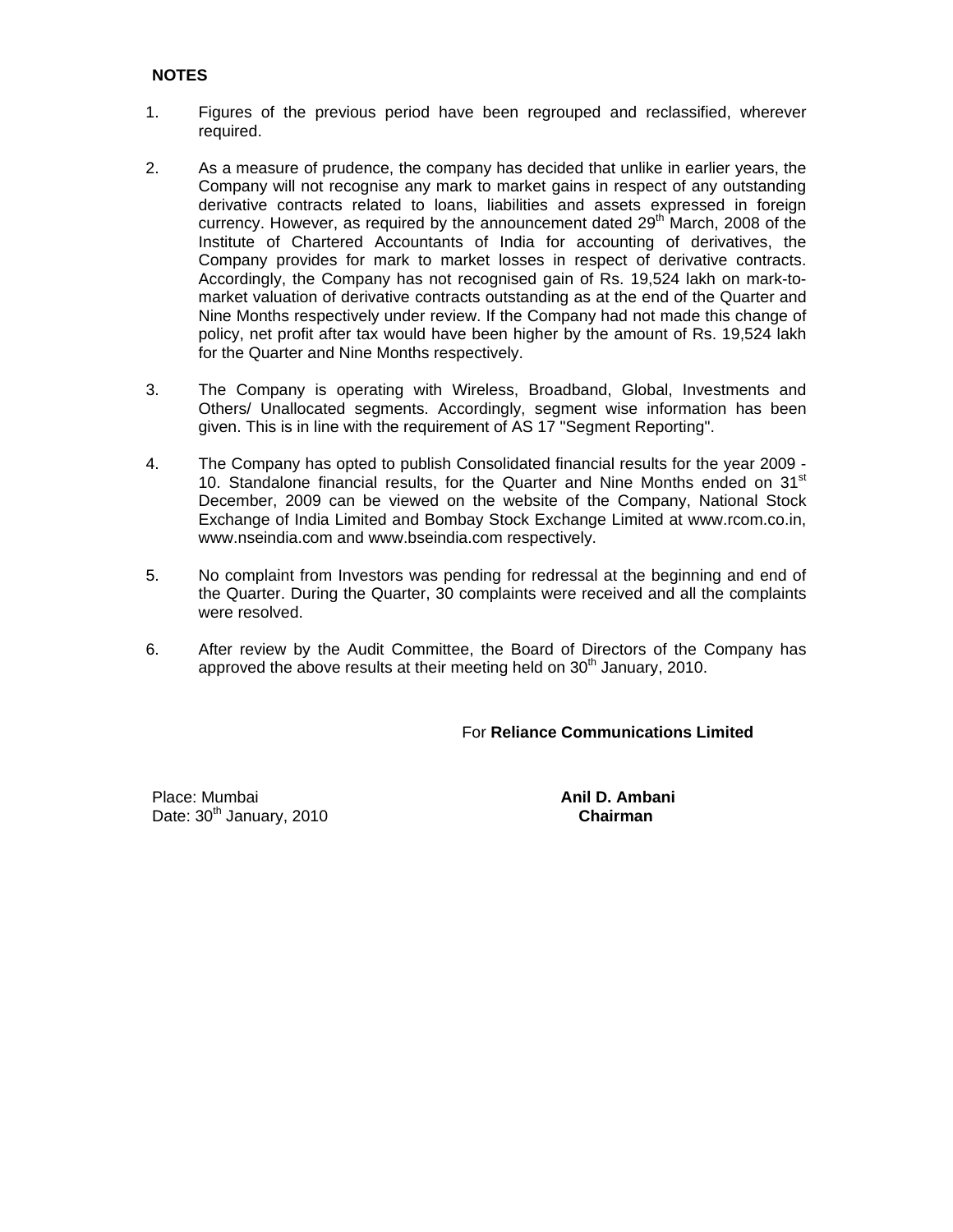**NOTES**

1. Figures of the previous period have been regrouped and reclassified, wherever required.

2. As a measure of prudence, the company has decided that unlike in earlier years, the Company will not recognise any mark to market gains in respect of any outstanding derivative contracts related to loans, liabilities and assets expressed in foreign currency. However, as required by the announcement dated 29th March, 2008 of the Institute of Chartered Accountants of India for accounting of derivatives, the Company provides for mark to market losses in respect of derivative contracts. Accordingly, the Company has not recognised gain of Rs. 19,524 lakh on mark-to-market valuation of derivative contracts outstanding as at the end of the Quarter and Nine Months respectively under review. If the Company had not made this change of policy, net profit after tax would have been higher by the amount of Rs. 19,524 lakh for the Quarter and Nine Months respectively.

3. The Company is operating with Wireless, Broadband, Global, Investments and Others/ Unallocated segments. Accordingly, segment wise information has been given. This is in line with the requirement of AS 17 "Segment Reporting".

4. The Company has opted to publish Consolidated financial results for the year 2009 - 10. Standalone financial results, for the Quarter and Nine Months ended on 31st December, 2009 can be viewed on the website of the Company, National Stock Exchange of India Limited and Bombay Stock Exchange Limited at www.rcom.co.in, www.nseindia.com and www.bseindia.com respectively.

5. No complaint from Investors was pending for redressal at the beginning and end of the Quarter. During the Quarter, 30 complaints were received and all the complaints were resolved.

6. After review by the Audit Committee, the Board of Directors of the Company has approved the above results at their meeting held on 30th January, 2010.

For **Reliance Communications Limited**

Place: Mumbai
Date: 30th January, 2010

**Anil D. Ambani**
**Chairman**